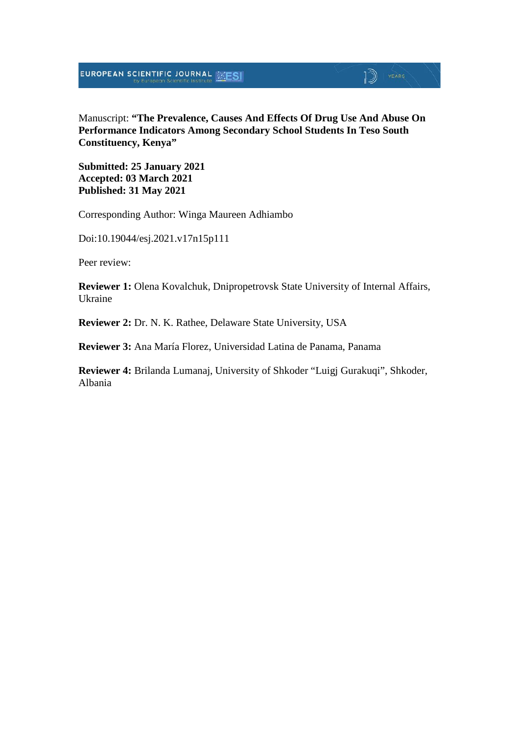Manuscript: **"The Prevalence, Causes And Effects Of Drug Use And Abuse On Performance Indicators Among Secondary School Students In Teso South Constituency, Kenya"**

**Submitted: 25 January 2021**
**Accepted: 03 March 2021**
**Published: 31 May 2021**

Corresponding Author: Winga Maureen Adhiambo

Doi:10.19044/esj.2021.v17n15p111

Peer review:

**Reviewer 1:** Olena Kovalchuk, Dnipropetrovsk State University of Internal Affairs, Ukraine

**Reviewer 2:** Dr. N. K. Rathee, Delaware State University, USA

**Reviewer 3:** Ana María Florez, Universidad Latina de Panama, Panama

**Reviewer 4:** Brilanda Lumanaj, University of Shkoder "Luigj Gurakuqi", Shkoder, Albania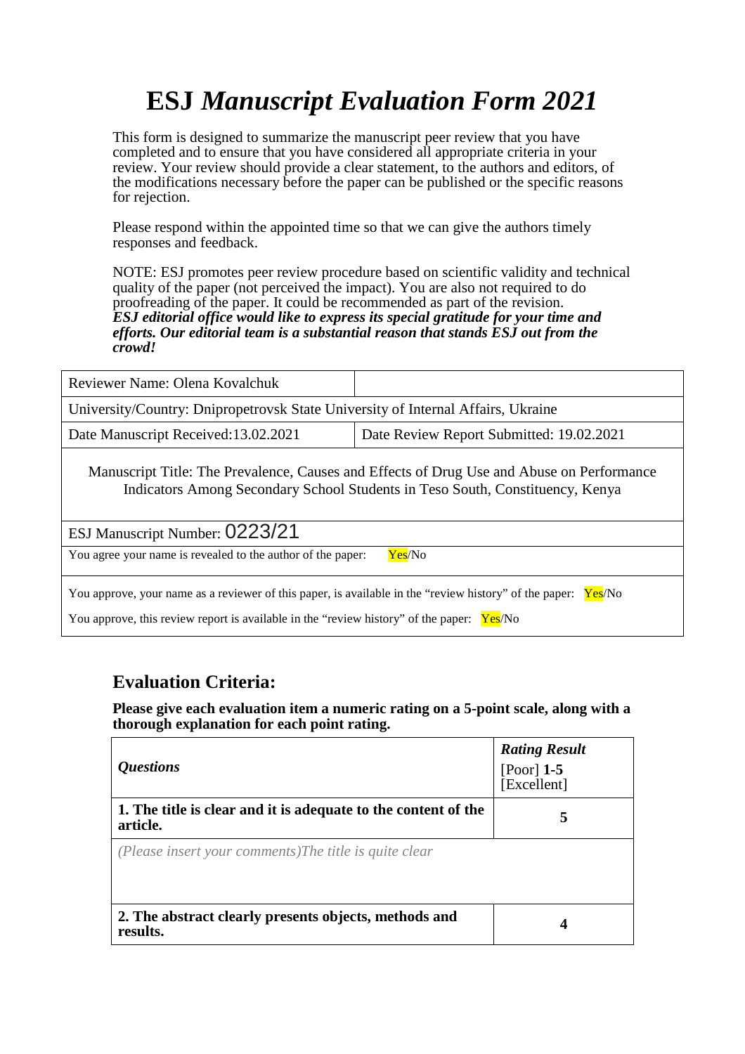# ESJ *Manuscript Evaluation Form 2021*

This form is designed to summarize the manuscript peer review that you have completed and to ensure that you have considered all appropriate criteria in your review. Your review should provide a clear statement, to the authors and editors, of the modifications necessary before the paper can be published or the specific reasons for rejection.

Please respond within the appointed time so that we can give the authors timely responses and feedback.

NOTE: ESJ promotes peer review procedure based on scientific validity and technical quality of the paper (not perceived the impact). You are also not required to do proofreading of the paper. It could be recommended as part of the revision.
***ESJ editorial office would like to express its special gratitude for your time and efforts. Our editorial team is a substantial reason that stands ESJ out from the crowd!***

| Reviewer Name: Olena Kovalchuk | |
|---|---|
| University/Country: Dnipropetrovsk State University of Internal Affairs, Ukraine | |
| Date Manuscript Received:13.02.2021 | Date Review Report Submitted: 19.02.2021 |
| Manuscript Title: The Prevalence, Causes and Effects of Drug Use and Abuse on Performance Indicators Among Secondary School Students in Teso South, Constituency, Kenya | |
| ESJ Manuscript Number: 0223/21 | |
| You agree your name is revealed to the author of the paper: Yes/No | |
| You approve, your name as a reviewer of this paper, is available in the "review history" of the paper: Yes/No<br>You approve, this review report is available in the "review history" of the paper: Yes/No | |

## Evaluation Criteria:

**Please give each evaluation item a numeric rating on a 5-point scale, along with a thorough explanation for each point rating.**

| *Questions* | ***Rating Result*** [Poor] **1-5** [Excellent] |
|---|---|
| **1. The title is clear and it is adequate to the content of the article.** | **5** |
| *(Please insert your comments)The title is quite clear* | |
| **2. The abstract clearly presents objects, methods and results.** | **4** |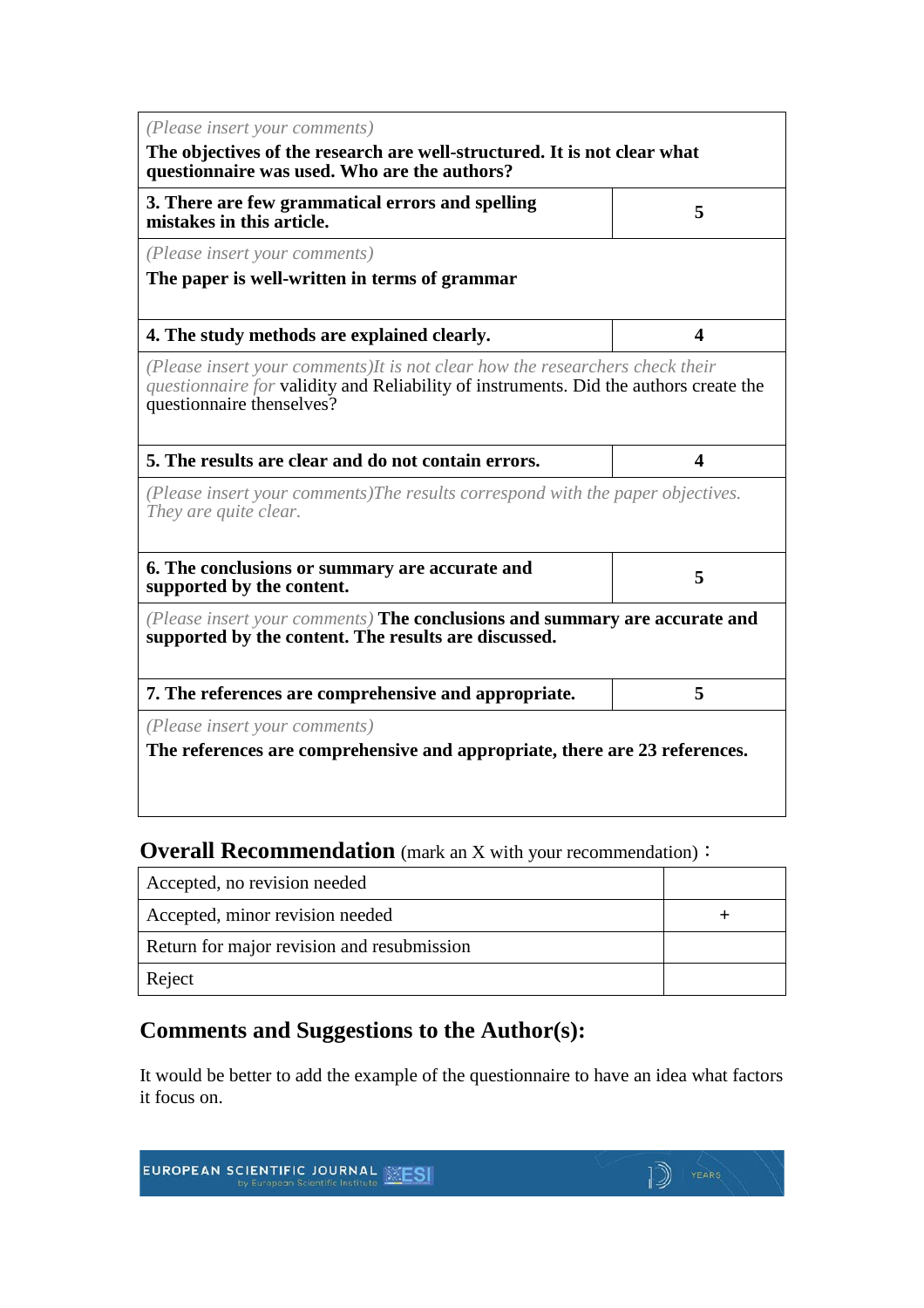| |
|---|
| *(Please insert your comments)*<br>**The objectives of the research are well-structured. It is not clear what questionnaire was used. Who are the authors?** |

| | |
|---|---|
| **3. There are few grammatical errors and spelling mistakes in this article.** | **5** |
| *(Please insert your comments)*<br>**The paper is well-written in terms of grammar** | |
| **4. The study methods are explained clearly.** | **4** |
| *(Please insert your comments)It is not clear how the researchers check their questionnaire for* validity and Reliability of instruments. Did the authors create the questionnaire thenselves? | |
| **5. The results are clear and do not contain errors.** | **4** |
| *(Please insert your comments)The results correspond with the paper objectives. They are quite clear.* | |
| **6. The conclusions or summary are accurate and supported by the content.** | **5** |
| *(Please insert your comments)* **The conclusions and summary are accurate and supported by the content. The results are discussed.** | |
| **7. The references are comprehensive and appropriate.** | **5** |
| *(Please insert your comments)*<br>**The references are comprehensive and appropriate, there are 23 references.** | |

## Overall Recommendation (mark an X with your recommendation)：

| | |
|---|---|
| Accepted, no revision needed | |
| Accepted, minor revision needed | + |
| Return for major revision and resubmission | |
| Reject | |

## Comments and Suggestions to the Author(s):

It would be better to add the example of the questionnaire to have an idea what factors it focus on.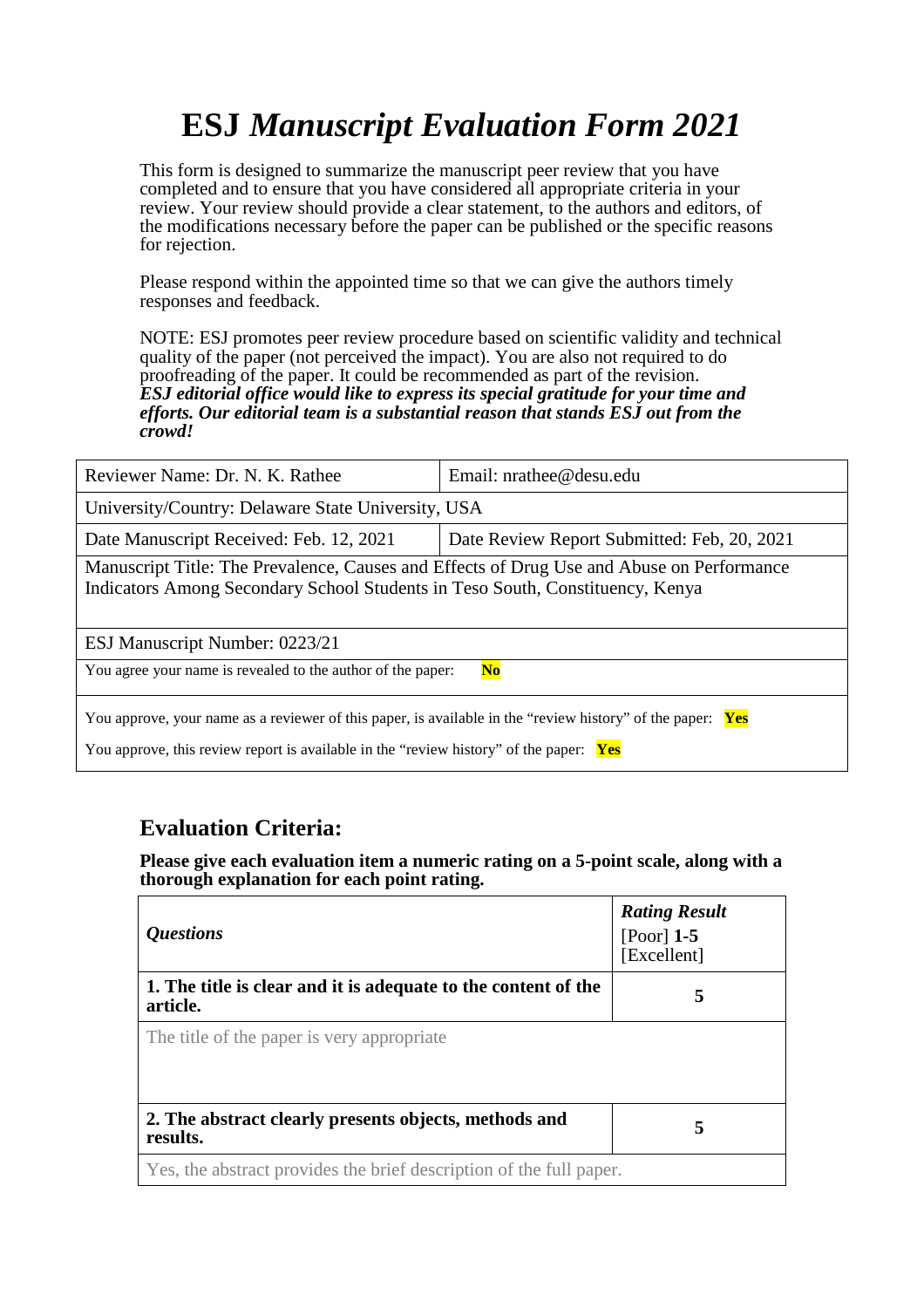# ESJ *Manuscript Evaluation Form 2021*

This form is designed to summarize the manuscript peer review that you have completed and to ensure that you have considered all appropriate criteria in your review. Your review should provide a clear statement, to the authors and editors, of the modifications necessary before the paper can be published or the specific reasons for rejection.

Please respond within the appointed time so that we can give the authors timely responses and feedback.

NOTE: ESJ promotes peer review procedure based on scientific validity and technical quality of the paper (not perceived the impact). You are also not required to do proofreading of the paper. It could be recommended as part of the revision.
***ESJ editorial office would like to express its special gratitude for your time and efforts. Our editorial team is a substantial reason that stands ESJ out from the crowd!***

| Reviewer Name: Dr. N. K. Rathee | Email: nrathee@desu.edu |
|---|---|
| University/Country: Delaware State University, USA | |
| Date Manuscript Received: Feb. 12, 2021 | Date Review Report Submitted: Feb, 20, 2021 |
| Manuscript Title: The Prevalence, Causes and Effects of Drug Use and Abuse on Performance Indicators Among Secondary School Students in Teso South, Constituency, Kenya | |
| ESJ Manuscript Number: 0223/21 | |
| You agree your name is revealed to the author of the paper: **No** | |
| You approve, your name as a reviewer of this paper, is available in the “review history” of the paper: **Yes**<br>You approve, this review report is available in the “review history” of the paper: **Yes** | |

## Evaluation Criteria:

**Please give each evaluation item a numeric rating on a 5-point scale, along with a thorough explanation for each point rating.**

| *Questions* | ***Rating Result*** [Poor] **1-5** [Excellent] |
|---|---|
| **1. The title is clear and it is adequate to the content of the article.** | **5** |
| The title of the paper is very appropriate | |
| **2. The abstract clearly presents objects, methods and results.** | **5** |
| Yes, the abstract provides the brief description of the full paper. | |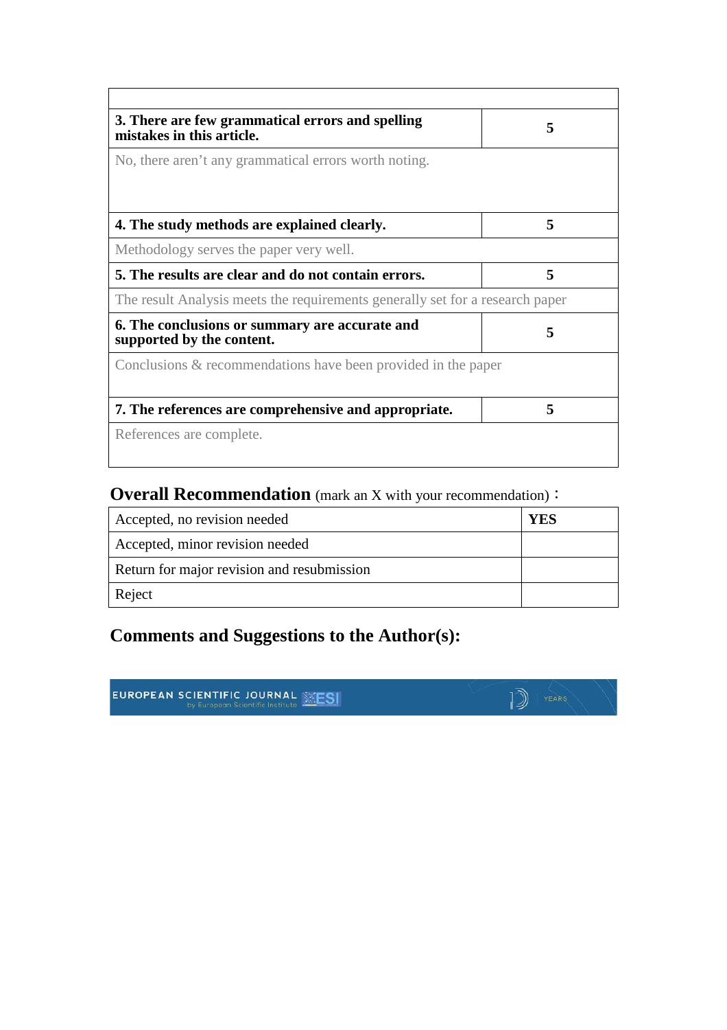| | |
|---|---|
| **3. There are few grammatical errors and spelling mistakes in this article.** | **5** |
| No, there aren't any grammatical errors worth noting. | |
| **4. The study methods are explained clearly.** | **5** |
| Methodology serves the paper very well. | |
| **5. The results are clear and do not contain errors.** | **5** |
| The result Analysis meets the requirements generally set for a research paper | |
| **6. The conclusions or summary are accurate and supported by the content.** | **5** |
| Conclusions & recommendations have been provided in the paper | |
| **7. The references are comprehensive and appropriate.** | **5** |
| References are complete. | |

## **Overall Recommendation** (mark an X with your recommendation)：

| | |
|---|---|
| Accepted, no revision needed | **YES** |
| Accepted, minor revision needed | |
| Return for major revision and resubmission | |
| Reject | |

## Comments and Suggestions to the Author(s):